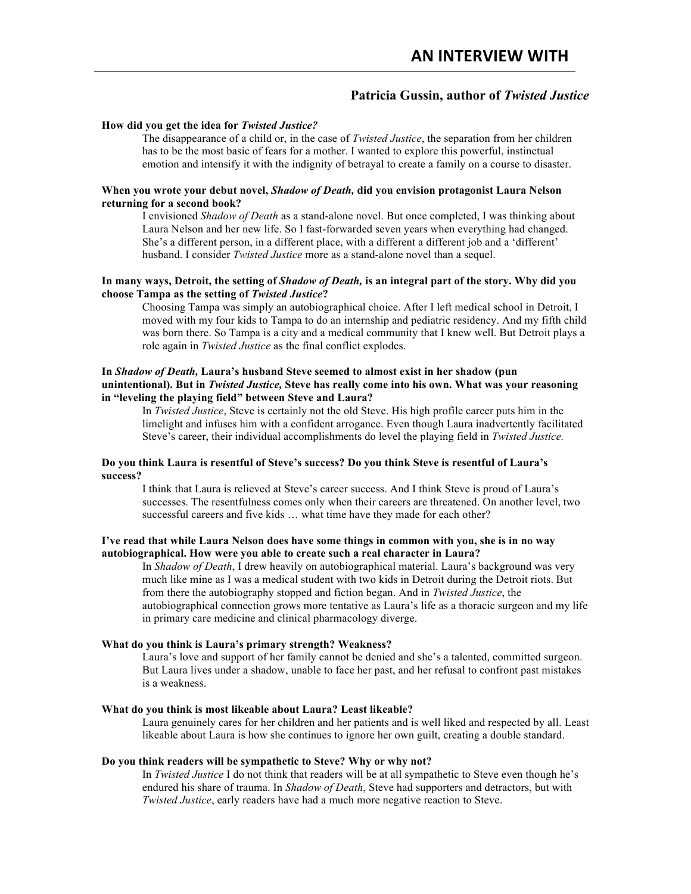# AN INTERVIEW WITH

## Patricia Gussin, author of *Twisted Justice*

**How did you get the idea for *Twisted Justice?***

The disappearance of a child or, in the case of *Twisted Justice*, the separation from her children has to be the most basic of fears for a mother. I wanted to explore this powerful, instinctual emotion and intensify it with the indignity of betrayal to create a family on a course to disaster.

**When you wrote your debut novel, *Shadow of Death,* did you envision protagonist Laura Nelson returning for a second book?**

I envisioned *Shadow of Death* as a stand-alone novel. But once completed, I was thinking about Laura Nelson and her new life. So I fast-forwarded seven years when everything had changed. She's a different person, in a different place, with a different a different job and a 'different' husband. I consider *Twisted Justice* more as a stand-alone novel than a sequel.

**In many ways, Detroit, the setting of *Shadow of Death,* is an integral part of the story. Why did you choose Tampa as the setting of *Twisted Justice*?**

Choosing Tampa was simply an autobiographical choice. After I left medical school in Detroit, I moved with my four kids to Tampa to do an internship and pediatric residency. And my fifth child was born there. So Tampa is a city and a medical community that I knew well. But Detroit plays a role again in *Twisted Justice* as the final conflict explodes.

**In *Shadow of Death,* Laura's husband Steve seemed to almost exist in her shadow (pun unintentional). But in *Twisted Justice,* Steve has really come into his own. What was your reasoning in "leveling the playing field" between Steve and Laura?**

In *Twisted Justice*, Steve is certainly not the old Steve. His high profile career puts him in the limelight and infuses him with a confident arrogance. Even though Laura inadvertently facilitated Steve's career, their individual accomplishments do level the playing field in *Twisted Justice.*

**Do you think Laura is resentful of Steve's success? Do you think Steve is resentful of Laura's success?**

I think that Laura is relieved at Steve's career success. And I think Steve is proud of Laura's successes. The resentfulness comes only when their careers are threatened. On another level, two successful careers and five kids … what time have they made for each other?

**I've read that while Laura Nelson does have some things in common with you, she is in no way autobiographical. How were you able to create such a real character in Laura?**

In *Shadow of Death*, I drew heavily on autobiographical material. Laura's background was very much like mine as I was a medical student with two kids in Detroit during the Detroit riots. But from there the autobiography stopped and fiction began. And in *Twisted Justice*, the autobiographical connection grows more tentative as Laura's life as a thoracic surgeon and my life in primary care medicine and clinical pharmacology diverge.

**What do you think is Laura's primary strength? Weakness?**

Laura's love and support of her family cannot be denied and she's a talented, committed surgeon. But Laura lives under a shadow, unable to face her past, and her refusal to confront past mistakes is a weakness.

**What do you think is most likeable about Laura? Least likeable?**

Laura genuinely cares for her children and her patients and is well liked and respected by all. Least likeable about Laura is how she continues to ignore her own guilt, creating a double standard.

**Do you think readers will be sympathetic to Steve? Why or why not?**

In *Twisted Justice* I do not think that readers will be at all sympathetic to Steve even though he's endured his share of trauma. In *Shadow of Death*, Steve had supporters and detractors, but with *Twisted Justice*, early readers have had a much more negative reaction to Steve.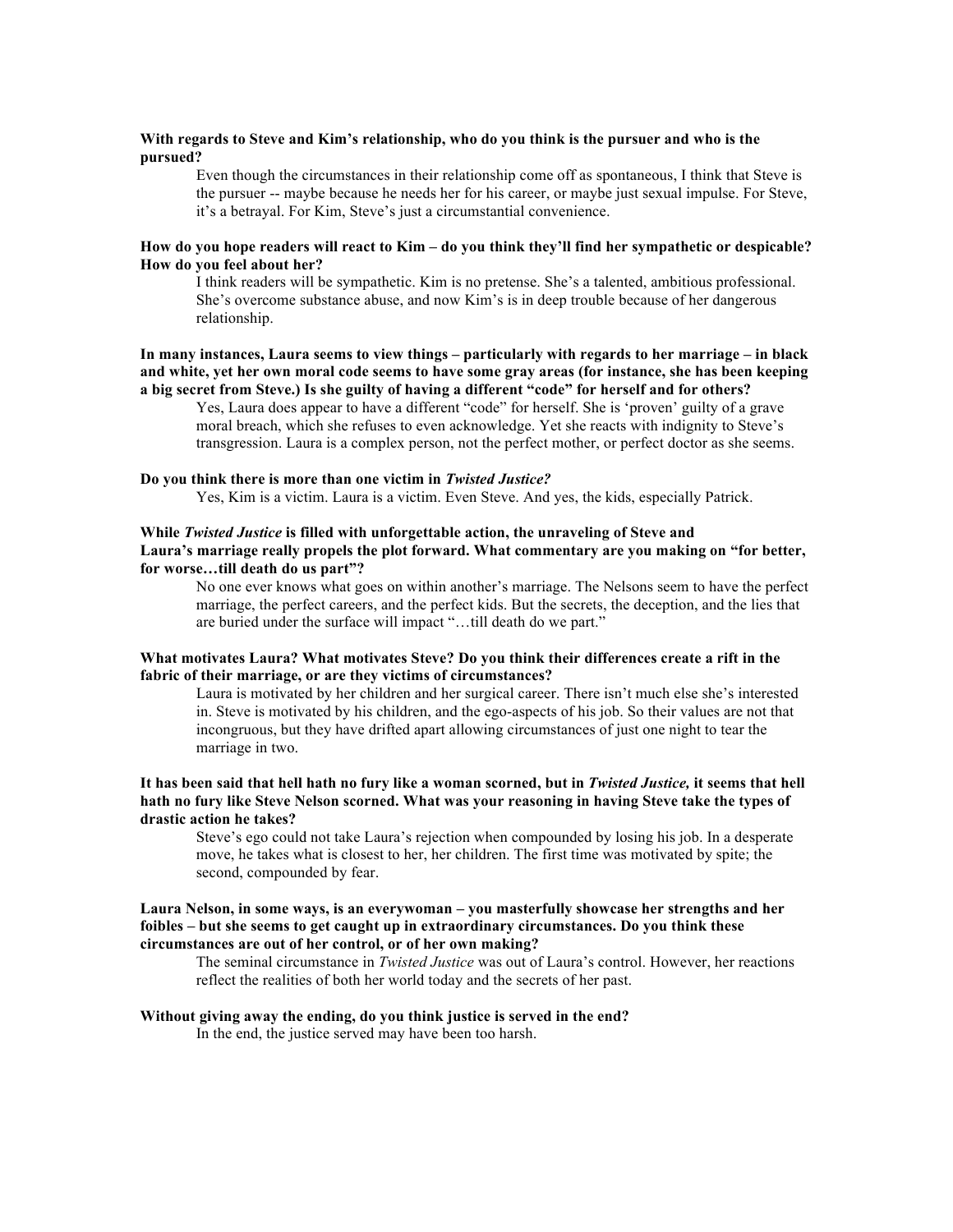**With regards to Steve and Kim's relationship, who do you think is the pursuer and who is the pursued?**

Even though the circumstances in their relationship come off as spontaneous, I think that Steve is the pursuer -- maybe because he needs her for his career, or maybe just sexual impulse. For Steve, it's a betrayal. For Kim, Steve's just a circumstantial convenience.

**How do you hope readers will react to Kim – do you think they'll find her sympathetic or despicable? How do you feel about her?**

I think readers will be sympathetic. Kim is no pretense. She's a talented, ambitious professional. She's overcome substance abuse, and now Kim's is in deep trouble because of her dangerous relationship.

**In many instances, Laura seems to view things – particularly with regards to her marriage – in black and white, yet her own moral code seems to have some gray areas (for instance, she has been keeping a big secret from Steve.) Is she guilty of having a different "code" for herself and for others?**

Yes, Laura does appear to have a different "code" for herself. She is 'proven' guilty of a grave moral breach, which she refuses to even acknowledge. Yet she reacts with indignity to Steve's transgression. Laura is a complex person, not the perfect mother, or perfect doctor as she seems.

**Do you think there is more than one victim in *Twisted Justice?***

Yes, Kim is a victim. Laura is a victim. Even Steve. And yes, the kids, especially Patrick.

**While *Twisted Justice* is filled with unforgettable action, the unraveling of Steve and Laura's marriage really propels the plot forward. What commentary are you making on "for better, for worse…till death do us part"?**

No one ever knows what goes on within another's marriage. The Nelsons seem to have the perfect marriage, the perfect careers, and the perfect kids. But the secrets, the deception, and the lies that are buried under the surface will impact "…till death do we part."

**What motivates Laura? What motivates Steve? Do you think their differences create a rift in the fabric of their marriage, or are they victims of circumstances?**

Laura is motivated by her children and her surgical career. There isn't much else she's interested in. Steve is motivated by his children, and the ego-aspects of his job. So their values are not that incongruous, but they have drifted apart allowing circumstances of just one night to tear the marriage in two.

**It has been said that hell hath no fury like a woman scorned, but in *Twisted Justice,* it seems that hell hath no fury like Steve Nelson scorned. What was your reasoning in having Steve take the types of drastic action he takes?**

Steve's ego could not take Laura's rejection when compounded by losing his job. In a desperate move, he takes what is closest to her, her children. The first time was motivated by spite; the second, compounded by fear.

**Laura Nelson, in some ways, is an everywoman – you masterfully showcase her strengths and her foibles – but she seems to get caught up in extraordinary circumstances. Do you think these circumstances are out of her control, or of her own making?**

The seminal circumstance in *Twisted Justice* was out of Laura's control. However, her reactions reflect the realities of both her world today and the secrets of her past.

**Without giving away the ending, do you think justice is served in the end?**

In the end, the justice served may have been too harsh.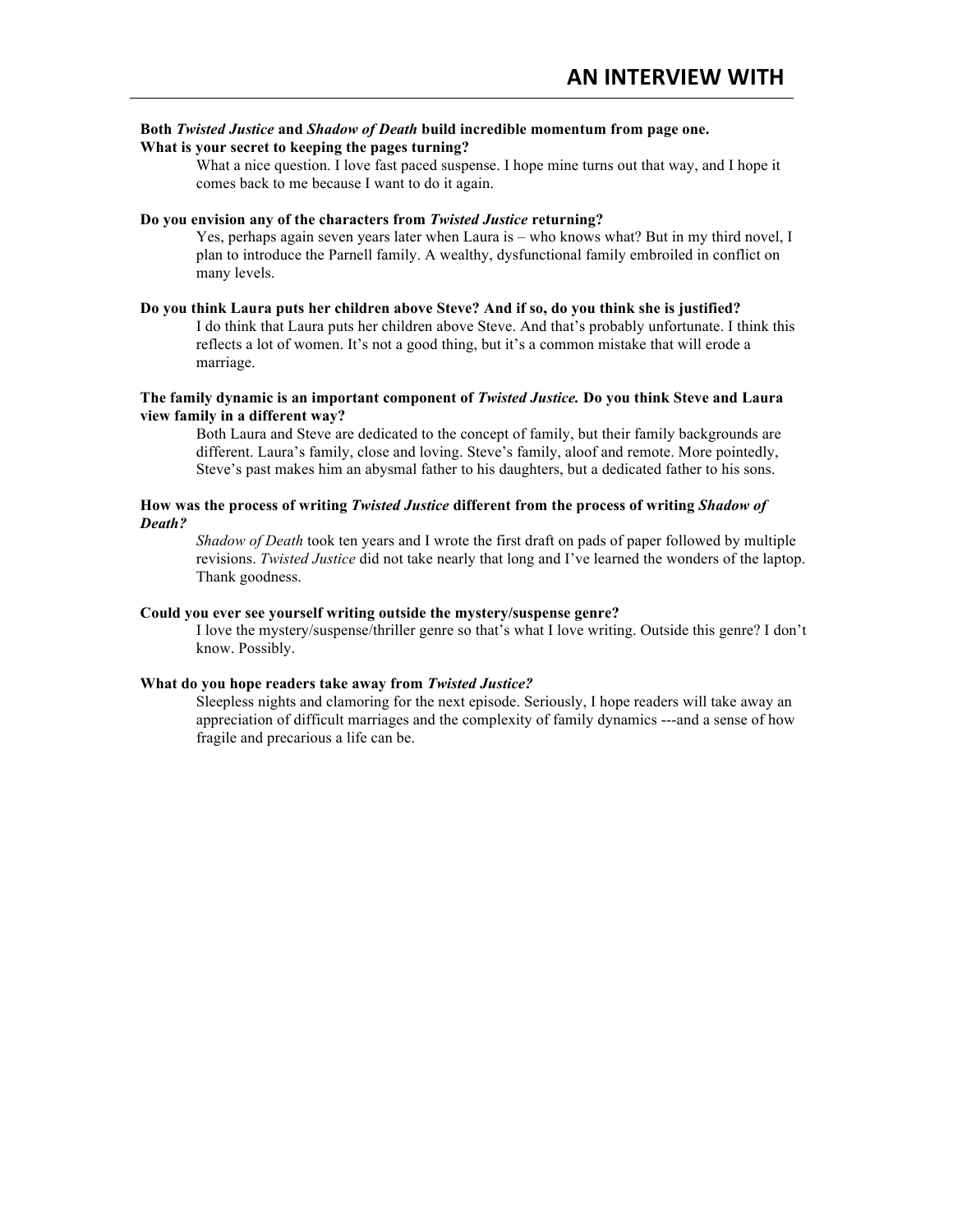## AN INTERVIEW WITH

**Both *Twisted Justice* and *Shadow of Death* build incredible momentum from page one. What is your secret to keeping the pages turning?**

What a nice question. I love fast paced suspense. I hope mine turns out that way, and I hope it comes back to me because I want to do it again.

**Do you envision any of the characters from *Twisted Justice* returning?**

Yes, perhaps again seven years later when Laura is – who knows what? But in my third novel, I plan to introduce the Parnell family. A wealthy, dysfunctional family embroiled in conflict on many levels.

**Do you think Laura puts her children above Steve? And if so, do you think she is justified?**

I do think that Laura puts her children above Steve. And that's probably unfortunate. I think this reflects a lot of women. It's not a good thing, but it's a common mistake that will erode a marriage.

**The family dynamic is an important component of *Twisted Justice.* Do you think Steve and Laura view family in a different way?**

Both Laura and Steve are dedicated to the concept of family, but their family backgrounds are different. Laura's family, close and loving. Steve's family, aloof and remote. More pointedly, Steve's past makes him an abysmal father to his daughters, but a dedicated father to his sons.

**How was the process of writing *Twisted Justice* different from the process of writing *Shadow of Death?***

*Shadow of Death* took ten years and I wrote the first draft on pads of paper followed by multiple revisions. *Twisted Justice* did not take nearly that long and I've learned the wonders of the laptop. Thank goodness.

**Could you ever see yourself writing outside the mystery/suspense genre?**

I love the mystery/suspense/thriller genre so that's what I love writing. Outside this genre? I don't know. Possibly.

**What do you hope readers take away from *Twisted Justice?***

Sleepless nights and clamoring for the next episode. Seriously, I hope readers will take away an appreciation of difficult marriages and the complexity of family dynamics ---and a sense of how fragile and precarious a life can be.